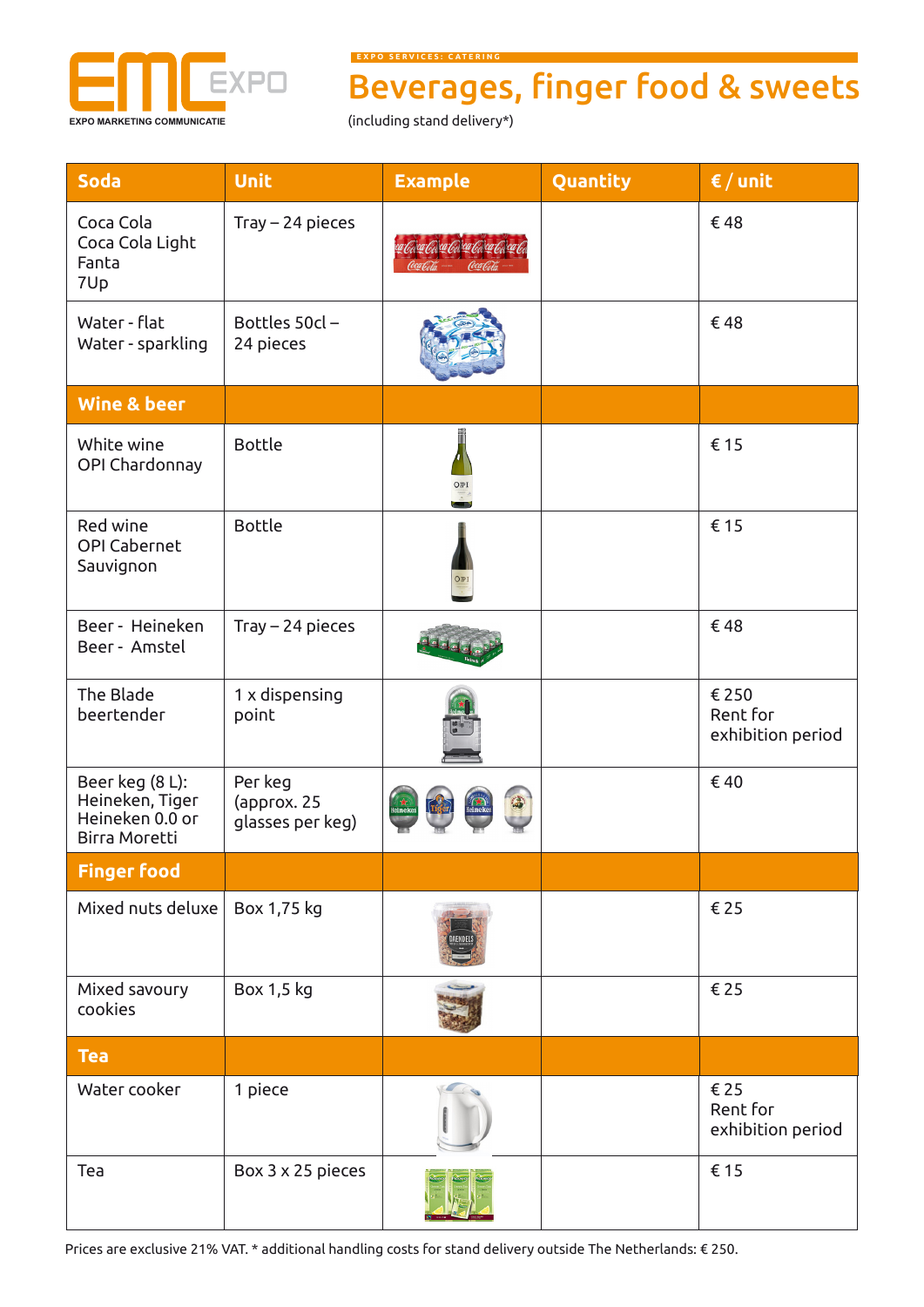EMC EXPO
EXPO MARKETING COMMUNICATIE

EXPO SERVICES: CATERING

# Beverages, finger food & sweets

(including stand delivery*)

| Soda | Unit | Example | Quantity | € / unit |
|---|---|---|---|---|
| Coca Cola<br>Coca Cola Light<br>Fanta<br>7Up | Tray – 24 pieces | | | € 48 |
| Water - flat<br>Water - sparkling | Bottles 50cl – 24 pieces | | | € 48 |
| **Wine & beer** | | | | |
| White wine<br>OPI Chardonnay | Bottle | | | € 15 |
| Red wine<br>OPI Cabernet Sauvignon | Bottle | | | € 15 |
| Beer - Heineken<br>Beer - Amstel | Tray – 24 pieces | | | € 48 |
| The Blade beertender | 1 x dispensing point | | | € 250<br>Rent for exhibition period |
| Beer keg (8 L):<br>Heineken, Tiger<br>Heineken 0.0 or<br>Birra Moretti | Per keg (approx. 25 glasses per keg) | | | € 40 |
| **Finger food** | | | | |
| Mixed nuts deluxe | Box 1,75 kg | | | € 25 |
| Mixed savoury cookies | Box 1,5 kg | | | € 25 |
| **Tea** | | | | |
| Water cooker | 1 piece | | | € 25<br>Rent for exhibition period |
| Tea | Box 3 x 25 pieces | | | € 15 |

Prices are exclusive 21% VAT. * additional handling costs for stand delivery outside The Netherlands: € 250.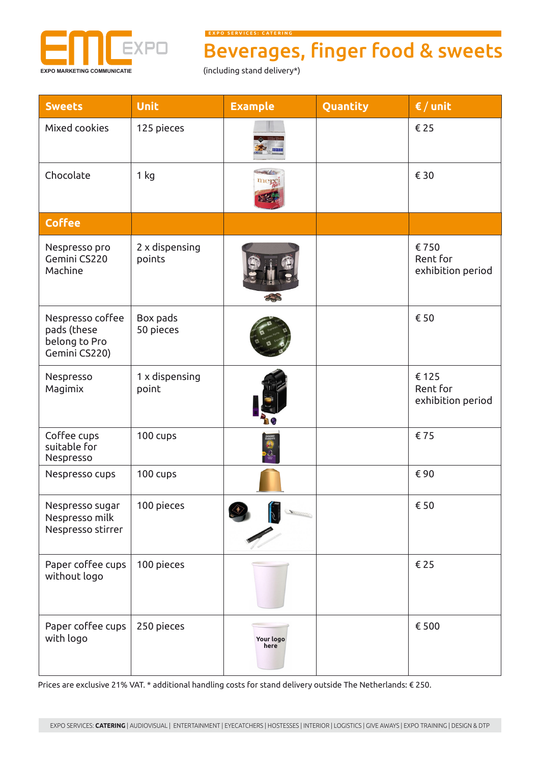EXPO SERVICES: CATERING

# Beverages, finger food & sweets

(including stand delivery*)

| Sweets | Unit | Example | Quantity | € / unit |
|---|---|---|---|---|
| Mixed cookies | 125 pieces | | | € 25 |
| Chocolate | 1 kg | | | € 30 |
| **Coffee** | | | | |
| Nespresso pro Gemini CS220 Machine | 2 x dispensing points | | | € 750 Rent for exhibition period |
| Nespresso coffee pads (these belong to Pro Gemini CS220) | Box pads 50 pieces | | | € 50 |
| Nespresso Magimix | 1 x dispensing point | | | € 125 Rent for exhibition period |
| Coffee cups suitable for Nespresso | 100 cups | | | € 75 |
| Nespresso cups | 100 cups | | | € 90 |
| Nespresso sugar Nespresso milk Nespresso stirrer | 100 pieces | | | € 50 |
| Paper coffee cups without logo | 100 pieces | | | € 25 |
| Paper coffee cups with logo | 250 pieces | Your logo here | | € 500 |

Prices are exclusive 21% VAT. * additional handling costs for stand delivery outside The Netherlands: € 250.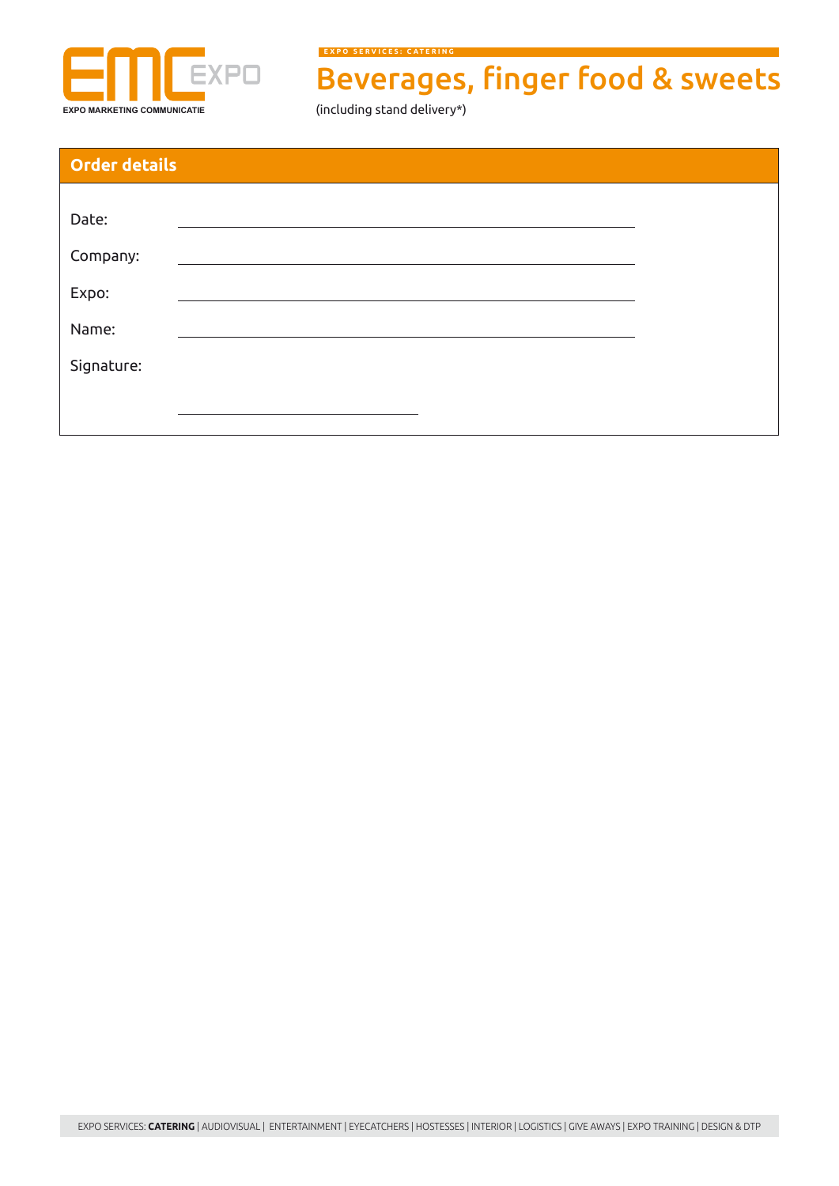EXPO SERVICES: CATERING

# Beverages, finger food & sweets

(including stand delivery*)

## Order details

Date: ______________________________

Company: ______________________________

Expo: ______________________________

Name: ______________________________

Signature:

______________________